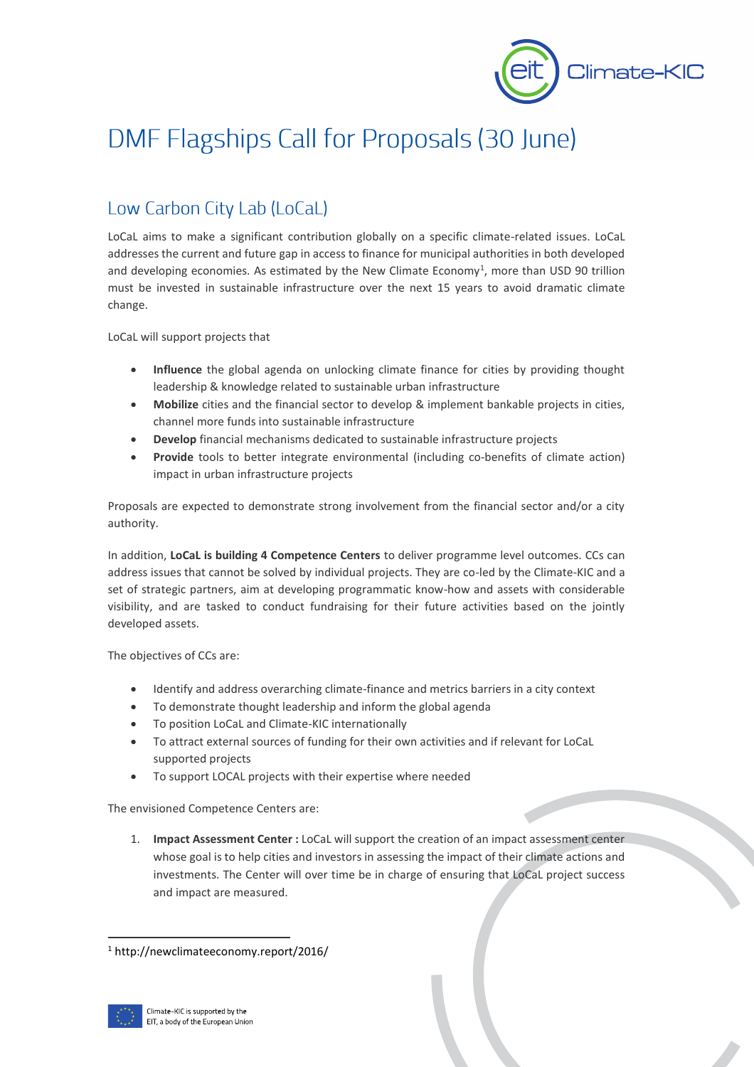# DMF Flagships Call for Proposals (30 June)

## Low Carbon City Lab (LoCaL)

LoCaL aims to make a significant contribution globally on a specific climate-related issues. LoCaL addresses the current and future gap in access to finance for municipal authorities in both developed and developing economies. As estimated by the New Climate Economy[1], more than USD 90 trillion must be invested in sustainable infrastructure over the next 15 years to avoid dramatic climate change.

LoCaL will support projects that

- **Influence** the global agenda on unlocking climate finance for cities by providing thought leadership & knowledge related to sustainable urban infrastructure
- **Mobilize** cities and the financial sector to develop & implement bankable projects in cities, channel more funds into sustainable infrastructure
- **Develop** financial mechanisms dedicated to sustainable infrastructure projects
- **Provide** tools to better integrate environmental (including co-benefits of climate action) impact in urban infrastructure projects

Proposals are expected to demonstrate strong involvement from the financial sector and/or a city authority.

In addition, **LoCaL is building 4 Competence Centers** to deliver programme level outcomes. CCs can address issues that cannot be solved by individual projects. They are co-led by the Climate-KIC and a set of strategic partners, aim at developing programmatic know-how and assets with considerable visibility, and are tasked to conduct fundraising for their future activities based on the jointly developed assets.

The objectives of CCs are:

- Identify and address overarching climate-finance and metrics barriers in a city context
- To demonstrate thought leadership and inform the global agenda
- To position LoCaL and Climate-KIC internationally
- To attract external sources of funding for their own activities and if relevant for LoCaL supported projects
- To support LOCAL projects with their expertise where needed

The envisioned Competence Centers are:

1. **Impact Assessment Center :** LoCaL will support the creation of an impact assessment center whose goal is to help cities and investors in assessing the impact of their climate actions and investments. The Center will over time be in charge of ensuring that LoCaL project success and impact are measured.

---

[1] http://newclimateeconomy.report/2016/

Climate-KIC is supported by the EIT, a body of the European Union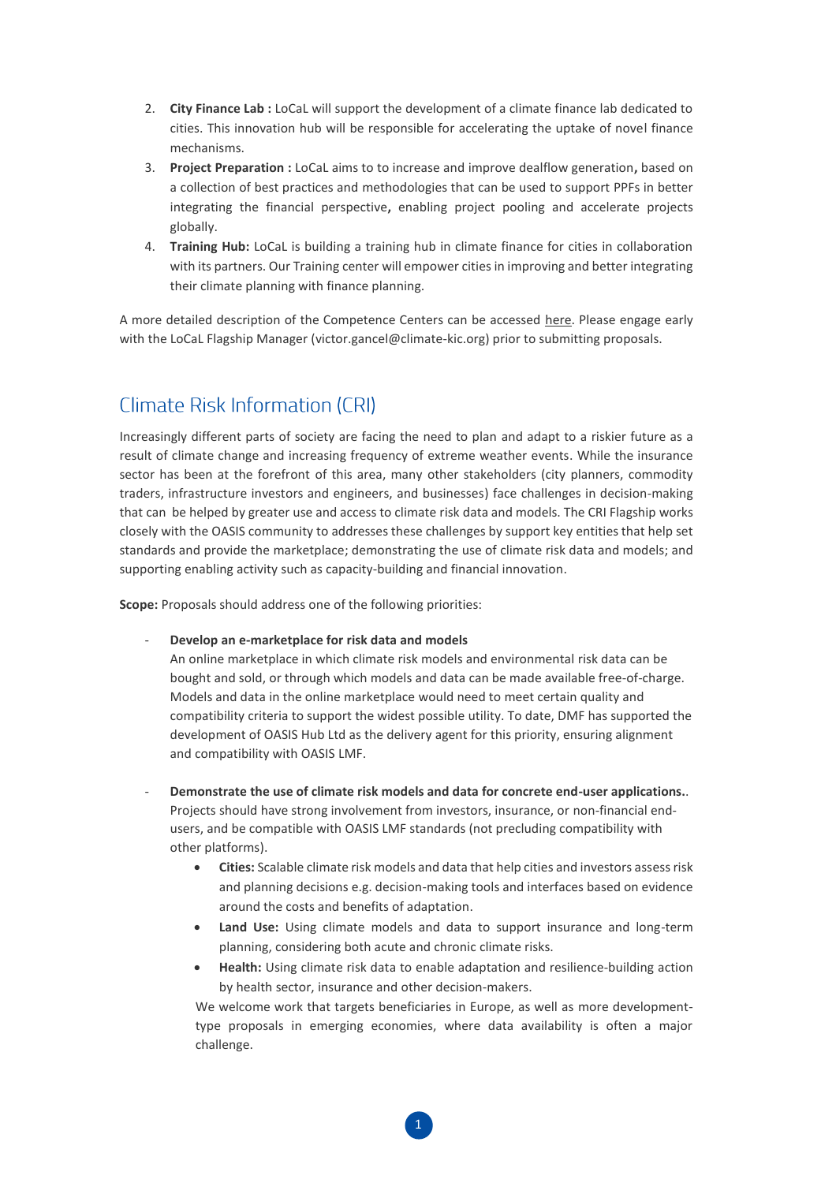2. **City Finance Lab :** LoCaL will support the development of a climate finance lab dedicated to cities. This innovation hub will be responsible for accelerating the uptake of novel finance mechanisms.
3. **Project Preparation :** LoCaL aims to to increase and improve dealflow generation**,** based on a collection of best practices and methodologies that can be used to support PPFs in better integrating the financial perspective**,** enabling project pooling and accelerate projects globally.
4. **Training Hub:** LoCaL is building a training hub in climate finance for cities in collaboration with its partners. Our Training center will empower cities in improving and better integrating their climate planning with finance planning.

A more detailed description of the Competence Centers can be accessed here. Please engage early with the LoCaL Flagship Manager (victor.gancel@climate-kic.org) prior to submitting proposals.

## Climate Risk Information (CRI)

Increasingly different parts of society are facing the need to plan and adapt to a riskier future as a result of climate change and increasing frequency of extreme weather events. While the insurance sector has been at the forefront of this area, many other stakeholders (city planners, commodity traders, infrastructure investors and engineers, and businesses) face challenges in decision-making that can be helped by greater use and access to climate risk data and models. The CRI Flagship works closely with the OASIS community to addresses these challenges by support key entities that help set standards and provide the marketplace; demonstrating the use of climate risk data and models; and supporting enabling activity such as capacity-building and financial innovation.

**Scope:** Proposals should address one of the following priorities:

- **Develop an e-marketplace for risk data and models**
  An online marketplace in which climate risk models and environmental risk data can be bought and sold, or through which models and data can be made available free-of-charge. Models and data in the online marketplace would need to meet certain quality and compatibility criteria to support the widest possible utility. To date, DMF has supported the development of OASIS Hub Ltd as the delivery agent for this priority, ensuring alignment and compatibility with OASIS LMF.

- **Demonstrate the use of climate risk models and data for concrete end-user applications.**.
  Projects should have strong involvement from investors, insurance, or non-financial end-users, and be compatible with OASIS LMF standards (not precluding compatibility with other platforms).
    - **Cities:** Scalable climate risk models and data that help cities and investors assess risk and planning decisions e.g. decision-making tools and interfaces based on evidence around the costs and benefits of adaptation.
    - **Land Use:** Using climate models and data to support insurance and long-term planning, considering both acute and chronic climate risks.
    - **Health:** Using climate risk data to enable adaptation and resilience-building action by health sector, insurance and other decision-makers.

  We welcome work that targets beneficiaries in Europe, as well as more development-type proposals in emerging economies, where data availability is often a major challenge.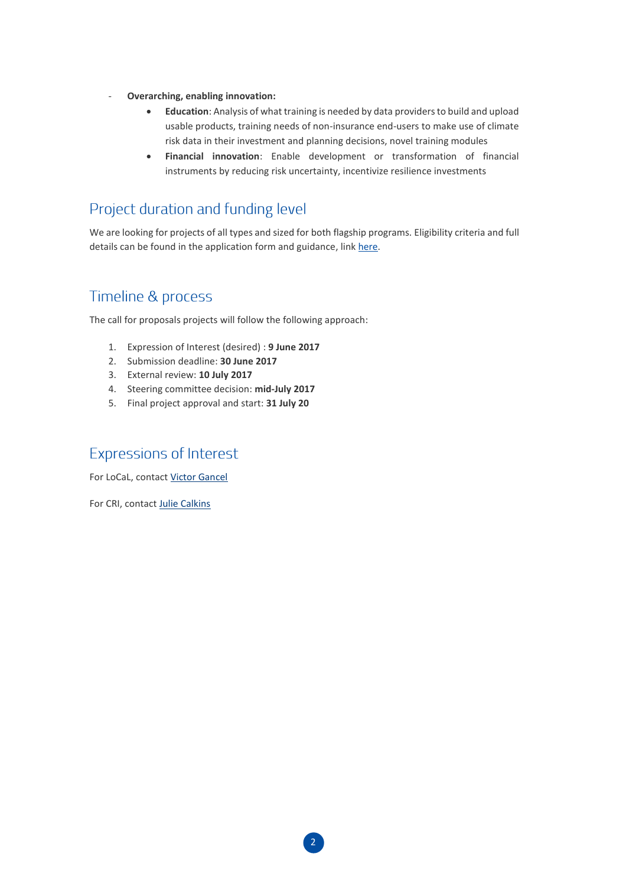- **Overarching, enabling innovation:**
    - **Education**: Analysis of what training is needed by data providers to build and upload usable products, training needs of non-insurance end-users to make use of climate risk data in their investment and planning decisions, novel training modules
    - **Financial innovation**: Enable development or transformation of financial instruments by reducing risk uncertainty, incentivize resilience investments

## Project duration and funding level

We are looking for projects of all types and sized for both flagship programs. Eligibility criteria and full details can be found in the application form and guidance, link here.

## Timeline & process

The call for proposals projects will follow the following approach:

1. Expression of Interest (desired) : **9 June 2017**
2. Submission deadline: **30 June 2017**
3. External review: **10 July 2017**
4. Steering committee decision: **mid-July 2017**
5. Final project approval and start: **31 July 20**

## Expressions of Interest

For LoCaL, contact Victor Gancel

For CRI, contact Julie Calkins